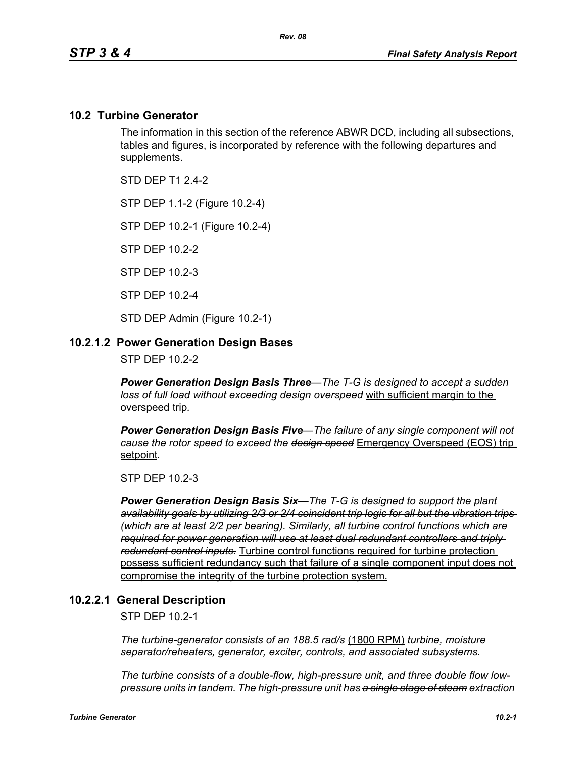## 10.2 Turbine Generator

The information in this section of the reference ABWR DCD, including all subsections, tables and figures, is incorporated by reference with the following departures and supplements.

STD DEP T1 2.4-2

STP DEP 1.1-2 (Figure 10.2-4)

STP DEP 10.2-1 (Figure 10.2-4)

STP DEP 10.2-2

STP DEP 10.2-3

STP DEP 10.2-4

STD DEP Admin (Figure 10.2-1)

### 10.2.1.2 Power Generation Design Bases

STP DEP 10.2-2

***Power Generation Design Basis Three****—The T-G is designed to accept a sudden loss of full load ~~without exceeding design overspeed~~* with sufficient margin to the overspeed trip*.*

***Power Generation Design Basis Five****—The failure of any single component will not cause the rotor speed to exceed the ~~design speed~~* Emergency Overspeed (EOS) trip setpoint*.*

STP DEP 10.2-3

***Power Generation Design Basis Six****~~—The T-G is designed to support the plant availability goals by utilizing 2/3 or 2/4 coincident trip logic for all but the vibration trips (which are at least 2/2 per bearing). Similarly, all turbine control functions which are required for power generation will use at least dual redundant controllers and triply redundant control inputs.~~* Turbine control functions required for turbine protection possess sufficient redundancy such that failure of a single component input does not compromise the integrity of the turbine protection system.

### 10.2.2.1 General Description

STP DEP 10.2-1

*The turbine-generator consists of an 188.5 rad/s* (1800 RPM) *turbine, moisture separator/reheaters, generator, exciter, controls, and associated subsystems.*

*The turbine consists of a double-flow, high-pressure unit, and three double flow low-pressure units in tandem. The high-pressure unit has ~~a single stage of steam~~ extraction*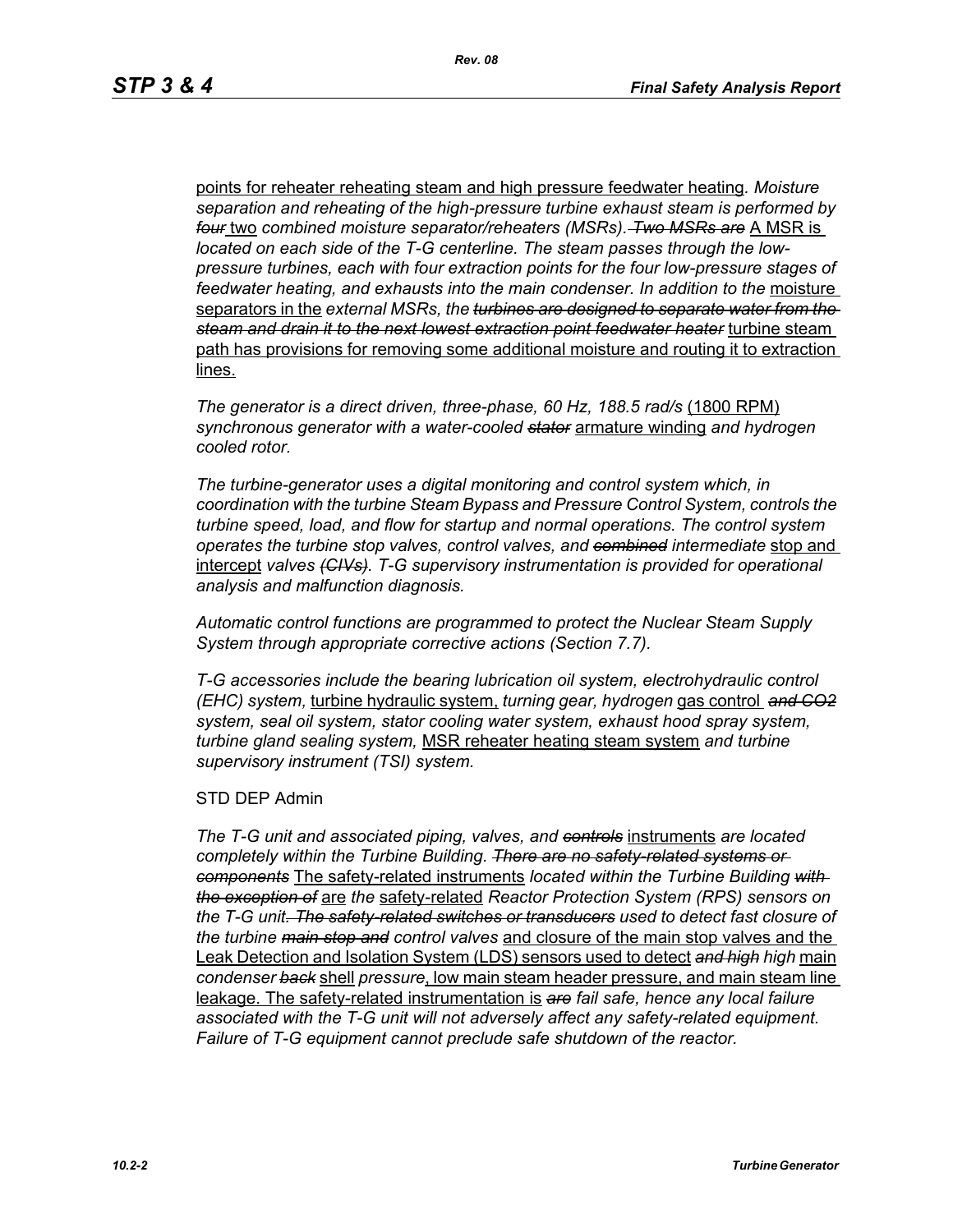points for reheater reheating steam and high pressure feedwater heating. *Moisture separation and reheating of the high-pressure turbine exhaust steam is performed by* ~~*four*~~ two *combined moisture separator/reheaters (MSRs).* ~~*Two MSRs are*~~ A MSR is *located on each side of the T-G centerline. The steam passes through the low-pressure turbines, each with four extraction points for the four low-pressure stages of feedwater heating, and exhausts into the main condenser. In addition to the* moisture separators in the *external MSRs, the* ~~*turbines are designed to separate water from the steam and drain it to the next lowest extraction point feedwater heater*~~ turbine steam path has provisions for removing some additional moisture and routing it to extraction lines.

*The generator is a direct driven, three-phase, 60 Hz, 188.5 rad/s* (1800 RPM) *synchronous generator with a water-cooled* ~~*stator*~~ armature winding *and hydrogen cooled rotor.*

*The turbine-generator uses a digital monitoring and control system which, in coordination with the turbine Steam Bypass and Pressure Control System, controls the turbine speed, load, and flow for startup and normal operations. The control system operates the turbine stop valves, control valves, and* ~~*combined*~~ *intermediate* stop and intercept *valves* ~~*(CIVs)*~~*. T-G supervisory instrumentation is provided for operational analysis and malfunction diagnosis.*

*Automatic control functions are programmed to protect the Nuclear Steam Supply System through appropriate corrective actions (Section 7.7).*

*T-G accessories include the bearing lubrication oil system, electrohydraulic control (EHC) system,* turbine hydraulic system, *turning gear, hydrogen* gas control ~~*and CO2*~~ *system, seal oil system, stator cooling water system, exhaust hood spray system, turbine gland sealing system,* MSR reheater heating steam system *and turbine supervisory instrument (TSI) system.*

STD DEP Admin

*The T-G unit and associated piping, valves, and* ~~*controls*~~ instruments *are located completely within the Turbine Building.* ~~*There are no safety-related systems or components*~~ The safety-related instruments *located within the Turbine Building* ~~*with the exception of*~~ are *the* safety-related *Reactor Protection System (RPS) sensors on the T-G unit*~~*. The safety-related switches or transducers*~~ *used to detect fast closure of the turbine* ~~*main stop and*~~ *control valves* and closure of the main stop valves and the Leak Detection and Isolation System (LDS) sensors used to detect ~~*and high*~~ *high* main *condenser* ~~*back*~~ shell *pressure*, low main steam header pressure, and main steam line leakage. The safety-related instrumentation is ~~*are*~~ *fail safe, hence any local failure associated with the T-G unit will not adversely affect any safety-related equipment. Failure of T-G equipment cannot preclude safe shutdown of the reactor.*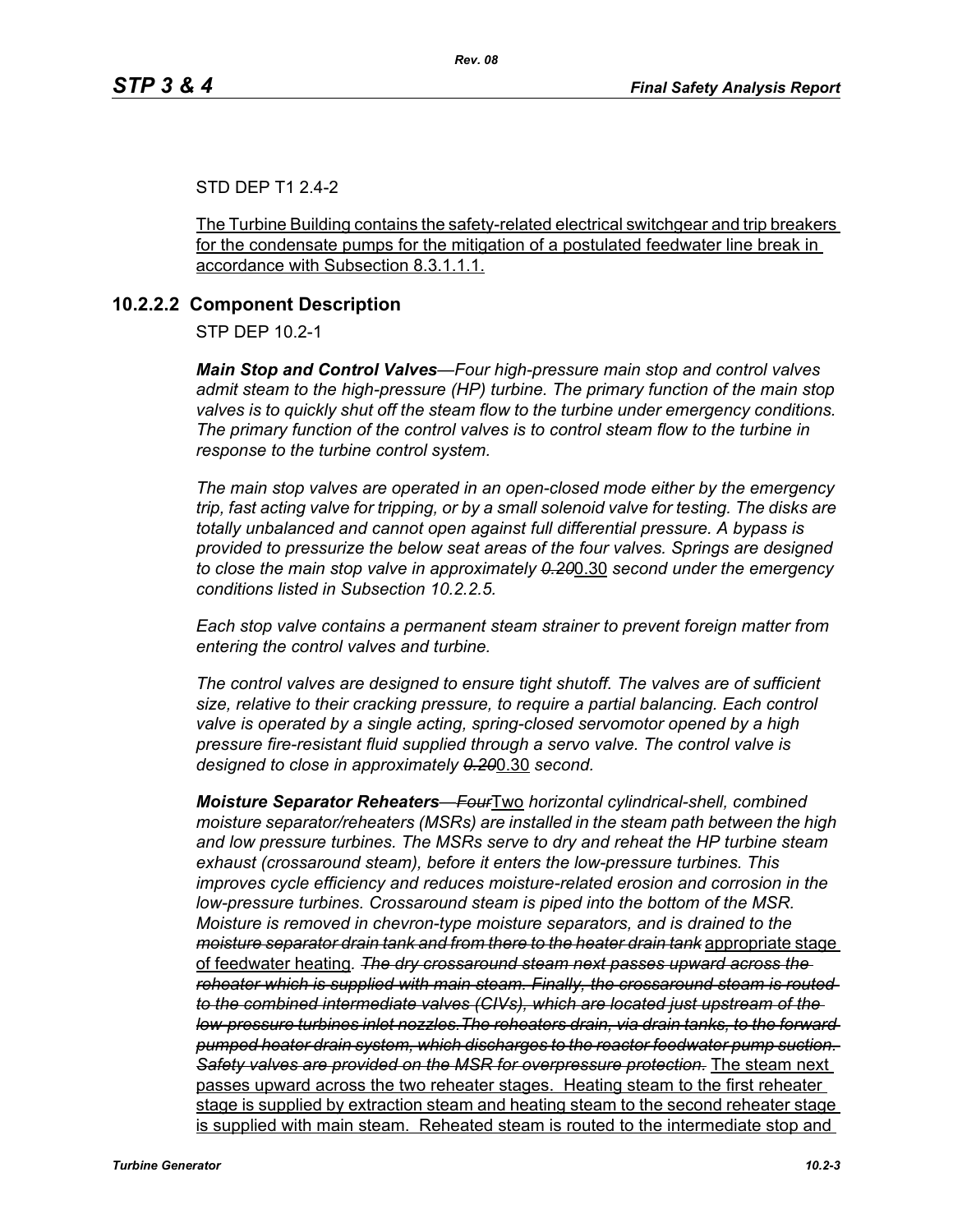STD DEP T1 2.4-2

The Turbine Building contains the safety-related electrical switchgear and trip breakers for the condensate pumps for the mitigation of a postulated feedwater line break in accordance with Subsection 8.3.1.1.1.

### 10.2.2.2 Component Description

STP DEP 10.2-1

***Main Stop and Control Valves****—Four high-pressure main stop and control valves admit steam to the high-pressure (HP) turbine. The primary function of the main stop valves is to quickly shut off the steam flow to the turbine under emergency conditions. The primary function of the control valves is to control steam flow to the turbine in response to the turbine control system.*

*The main stop valves are operated in an open-closed mode either by the emergency trip, fast acting valve for tripping, or by a small solenoid valve for testing. The disks are totally unbalanced and cannot open against full differential pressure. A bypass is provided to pressurize the below seat areas of the four valves. Springs are designed to close the main stop valve in approximately ~~0.20~~*0.30 *second under the emergency conditions listed in Subsection 10.2.2.5.*

*Each stop valve contains a permanent steam strainer to prevent foreign matter from entering the control valves and turbine.*

*The control valves are designed to ensure tight shutoff. The valves are of sufficient size, relative to their cracking pressure, to require a partial balancing. Each control valve is operated by a single acting, spring-closed servomotor opened by a high pressure fire-resistant fluid supplied through a servo valve. The control valve is designed to close in approximately ~~0.20~~*0.30 *second.*

***Moisture Separator Reheaters****—~~Four~~*Two *horizontal cylindrical-shell, combined moisture separator/reheaters (MSRs) are installed in the steam path between the high and low pressure turbines. The MSRs serve to dry and reheat the HP turbine steam exhaust (crossaround steam), before it enters the low-pressure turbines. This improves cycle efficiency and reduces moisture-related erosion and corrosion in the low-pressure turbines. Crossaround steam is piped into the bottom of the MSR. Moisture is removed in chevron-type moisture separators, and is drained to the ~~moisture separator drain tank and from there to the heater drain tank~~* appropriate stage of feedwater heating*. ~~The dry crossaround steam next passes upward across the reheater which is supplied with main steam. Finally, the crossaround steam is routed to the combined intermediate valves (CIVs), which are located just upstream of the low-pressure turbines inlet nozzles.The reheaters drain, via drain tanks, to the forward pumped heater drain system, which discharges to the reactor feedwater pump suction. Safety valves are provided on the MSR for overpressure protection.~~* The steam next passes upward across the two reheater stages. Heating steam to the first reheater stage is supplied by extraction steam and heating steam to the second reheater stage is supplied with main steam. Reheated steam is routed to the intermediate stop and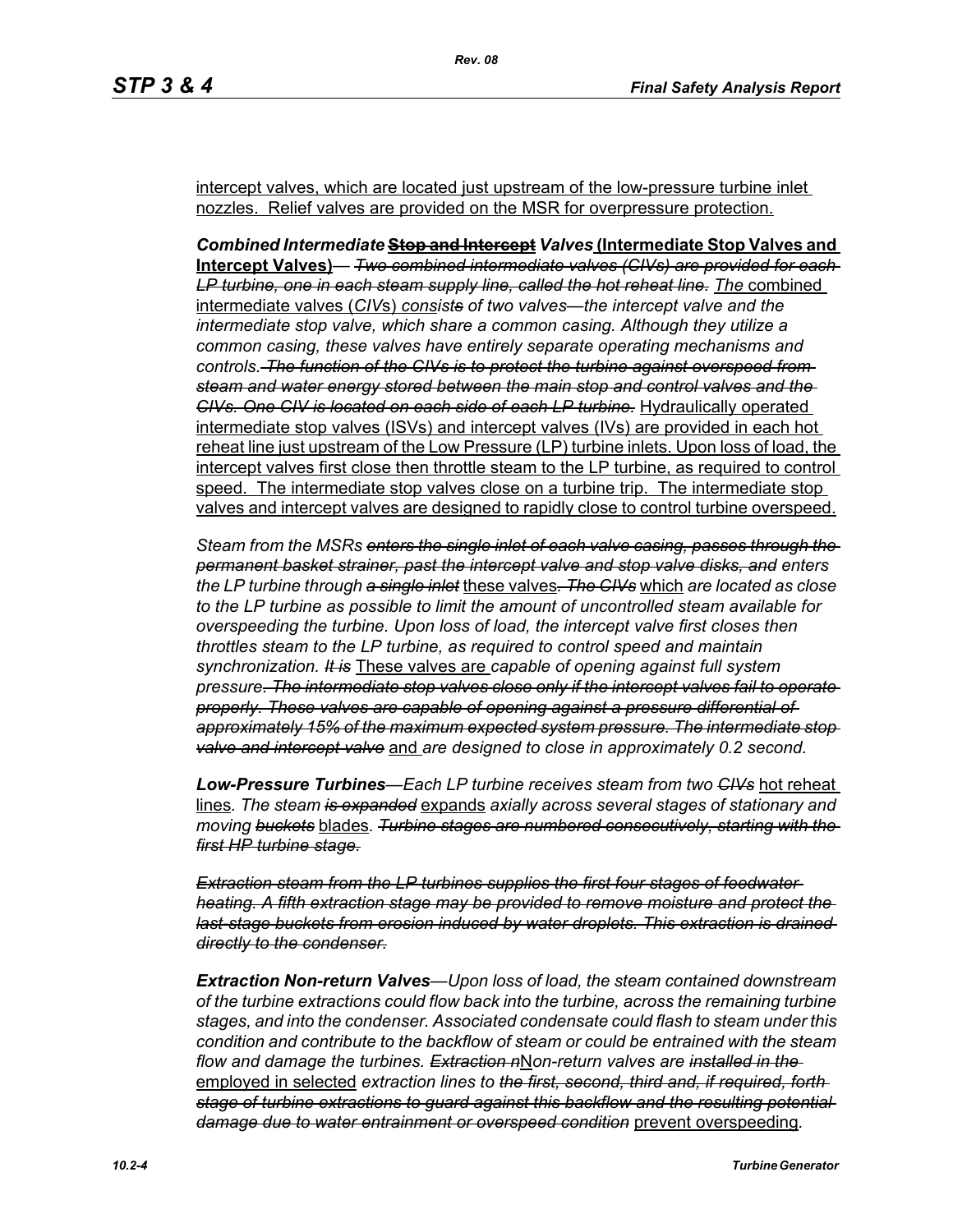intercept valves, which are located just upstream of the low-pressure turbine inlet nozzles. Relief valves are provided on the MSR for overpressure protection.

***Combined Intermediate*** ~~**Stop and Intercept**~~ ***Valves*** **(Intermediate Stop Valves and Intercept Valves)**— ~~*Two combined intermediate valves (CIVs) are provided for each LP turbine, one in each steam supply line, called the hot reheat line.*~~ *The* combined intermediate valves (*CIV*s) *consist*~~*s*~~ *of two valves—the intercept valve and the intermediate stop valve, which share a common casing. Although they utilize a common casing, these valves have entirely separate operating mechanisms and controls.* ~~*The function of the CIVs is to protect the turbine against overspeed from steam and water energy stored between the main stop and control valves and the CIVs. One CIV is located on each side of each LP turbine.*~~ Hydraulically operated intermediate stop valves (ISVs) and intercept valves (IVs) are provided in each hot reheat line just upstream of the Low Pressure (LP) turbine inlets. Upon loss of load, the intercept valves first close then throttle steam to the LP turbine, as required to control speed. The intermediate stop valves close on a turbine trip. The intermediate stop valves and intercept valves are designed to rapidly close to control turbine overspeed.

*Steam from the MSRs* ~~*enters the single inlet of each valve casing, passes through the permanent basket strainer, past the intercept valve and stop valve disks, and*~~ *enters the LP turbine through* ~~*a single inlet*~~ these valves~~*. The CIVs*~~ which *are located as close to the LP turbine as possible to limit the amount of uncontrolled steam available for overspeeding the turbine. Upon loss of load, the intercept valve first closes then throttles steam to the LP turbine, as required to control speed and maintain synchronization.* ~~*It is*~~ These valves are *capable of opening against full system pressure*~~*. The intermediate stop valves close only if the intercept valves fail to operate properly. These valves are capable of opening against a pressure differential of approximately 15% of the maximum expected system pressure. The intermediate stop valve and intercept valve*~~ and *are designed to close in approximately 0.2 second.*

***Low-Pressure Turbines****—Each LP turbine receives steam from two* ~~*CIVs*~~ hot reheat lines*. The steam* ~~*is expanded*~~ expands *axially across several stages of stationary and moving* ~~*buckets*~~ blades*.* ~~*Turbine stages are numbered consecutively, starting with the first HP turbine stage.*~~

~~*Extraction steam from the LP turbines supplies the first four stages of feedwater heating. A fifth extraction stage may be provided to remove moisture and protect the last-stage buckets from erosion induced by water droplets. This extraction is drained directly to the condenser.*~~

***Extraction Non-return Valves****—Upon loss of load, the steam contained downstream of the turbine extractions could flow back into the turbine, across the remaining turbine stages, and into the condenser. Associated condensate could flash to steam under this condition and contribute to the backflow of steam or could be entrained with the steam flow and damage the turbines.* ~~*Extraction n*~~N*on-return valves are* ~~*installed in the*~~ employed in selected *extraction lines to* ~~*the first, second, third and, if required, forth stage of turbine extractions to guard against this backflow and the resulting potential damage due to water entrainment or overspeed condition*~~ prevent overspeeding*.*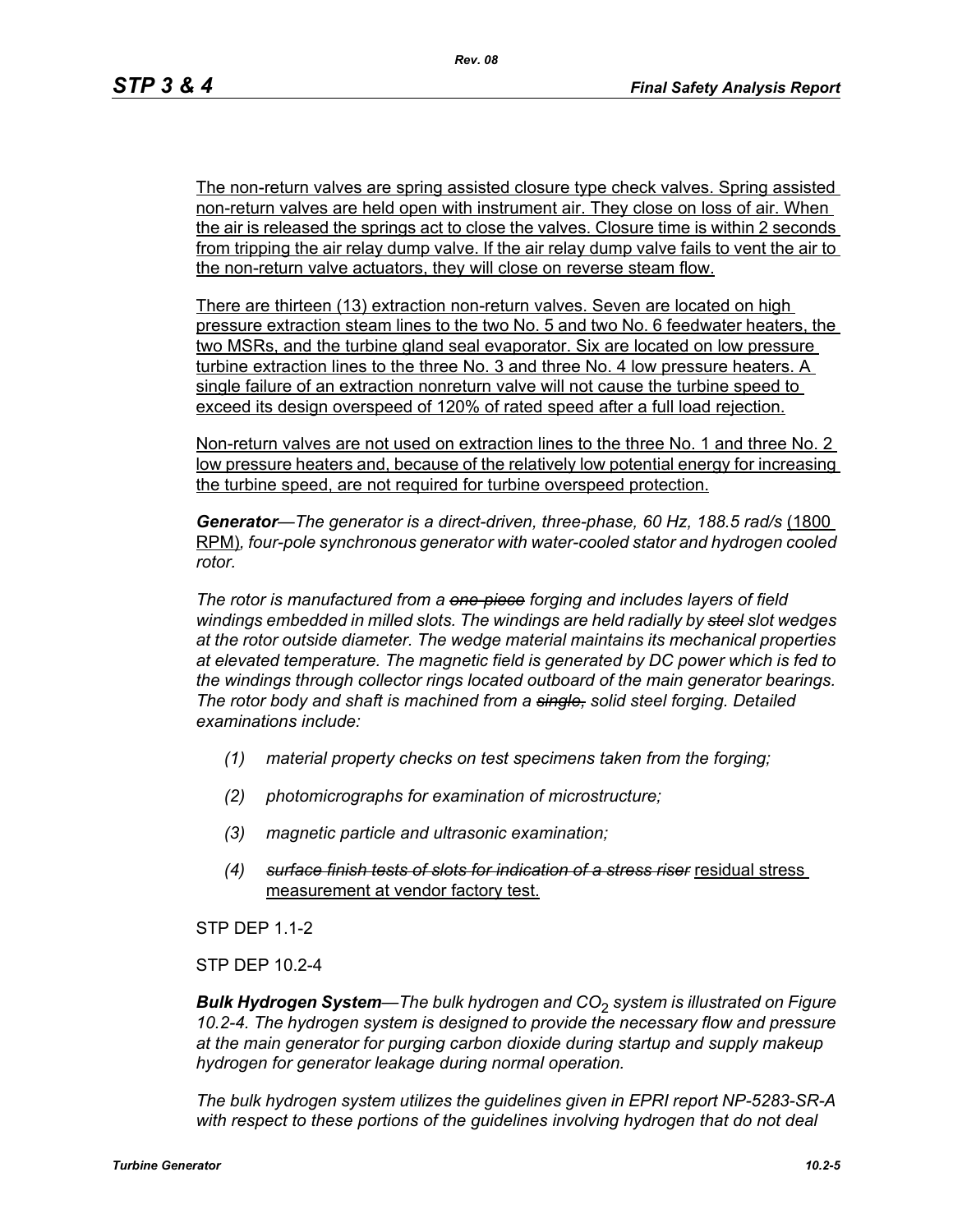The non-return valves are spring assisted closure type check valves. Spring assisted non-return valves are held open with instrument air. They close on loss of air. When the air is released the springs act to close the valves. Closure time is within 2 seconds from tripping the air relay dump valve. If the air relay dump valve fails to vent the air to the non-return valve actuators, they will close on reverse steam flow.

There are thirteen (13) extraction non-return valves. Seven are located on high pressure extraction steam lines to the two No. 5 and two No. 6 feedwater heaters, the two MSRs, and the turbine gland seal evaporator. Six are located on low pressure turbine extraction lines to the three No. 3 and three No. 4 low pressure heaters. A single failure of an extraction nonreturn valve will not cause the turbine speed to exceed its design overspeed of 120% of rated speed after a full load rejection.

Non-return valves are not used on extraction lines to the three No. 1 and three No. 2 low pressure heaters and, because of the relatively low potential energy for increasing the turbine speed, are not required for turbine overspeed protection.

***Generator****—The generator is a direct-driven, three-phase, 60 Hz, 188.5 rad/s* (1800 RPM)*, four-pole synchronous generator with water-cooled stator and hydrogen cooled rotor.*

*The rotor is manufactured from a ~~one-piece~~ forging and includes layers of field windings embedded in milled slots. The windings are held radially by ~~steel~~ slot wedges at the rotor outside diameter. The wedge material maintains its mechanical properties at elevated temperature. The magnetic field is generated by DC power which is fed to the windings through collector rings located outboard of the main generator bearings. The rotor body and shaft is machined from a ~~single,~~ solid steel forging. Detailed examinations include:*

*(1) material property checks on test specimens taken from the forging;*

*(2) photomicrographs for examination of microstructure;*

*(3) magnetic particle and ultrasonic examination;*

*(4) ~~surface finish tests of slots for indication of a stress riser~~* residual stress measurement at vendor factory test.

STP DEP 1.1-2

STP DEP 10.2-4

***Bulk Hydrogen System****—The bulk hydrogen and $CO_2$ system is illustrated on Figure 10.2-4. The hydrogen system is designed to provide the necessary flow and pressure at the main generator for purging carbon dioxide during startup and supply makeup hydrogen for generator leakage during normal operation.*

*The bulk hydrogen system utilizes the guidelines given in EPRI report NP-5283-SR-A with respect to these portions of the guidelines involving hydrogen that do not deal*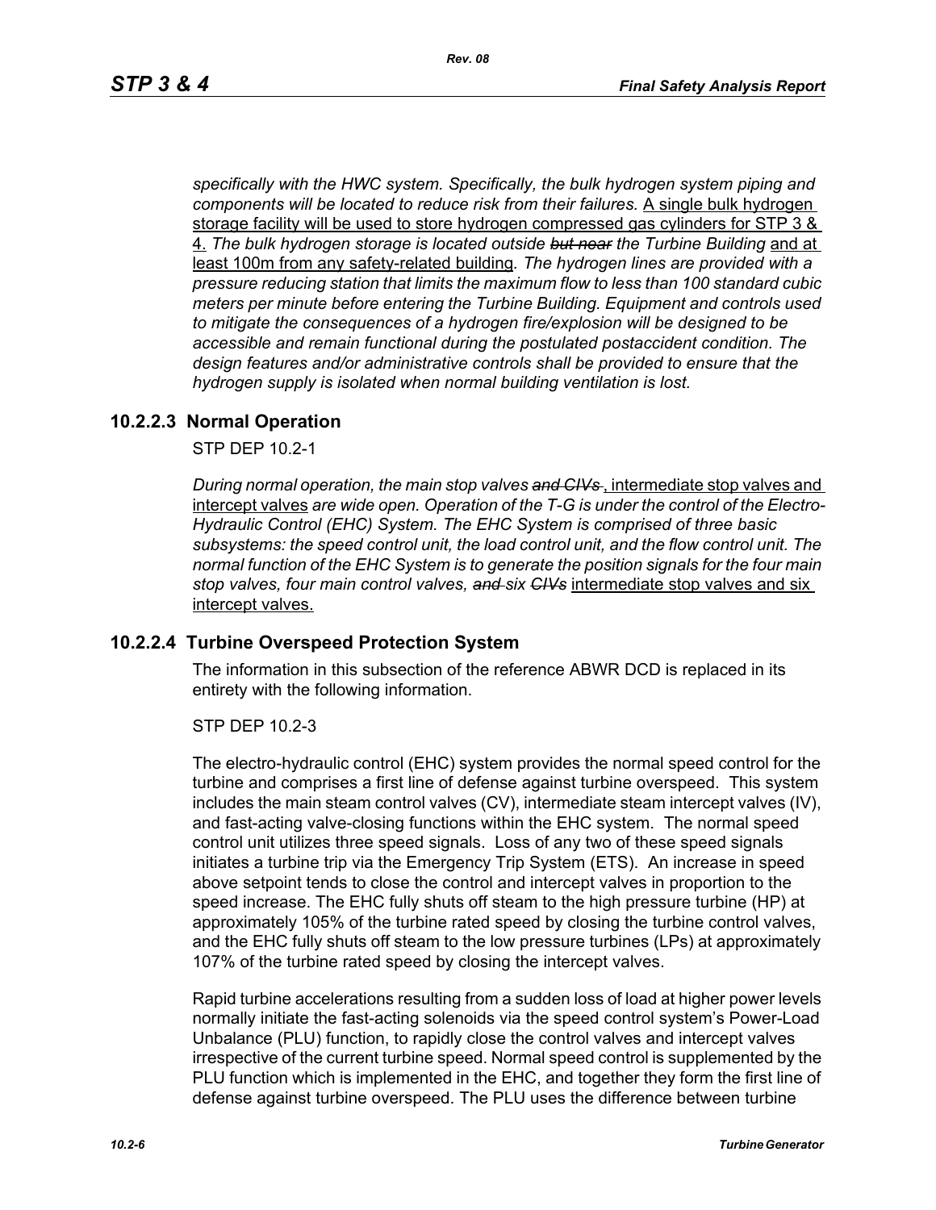*specifically with the HWC system. Specifically, the bulk hydrogen system piping and components will be located to reduce risk from their failures.* <u>A single bulk hydrogen storage facility will be used to store hydrogen compressed gas cylinders for STP 3 & 4.</u> *The bulk hydrogen storage is located outside ~~but near~~ the Turbine Building* <u>and at least 100m from any safety-related building</u>. *The hydrogen lines are provided with a pressure reducing station that limits the maximum flow to less than 100 standard cubic meters per minute before entering the Turbine Building. Equipment and controls used to mitigate the consequences of a hydrogen fire/explosion will be designed to be accessible and remain functional during the postulated postaccident condition. The design features and/or administrative controls shall be provided to ensure that the hydrogen supply is isolated when normal building ventilation is lost.*

### 10.2.2.3 Normal Operation

STP DEP 10.2-1

*During normal operation, the main stop valves ~~and CIVs~~* <u>, intermediate stop valves and intercept valves</u> *are wide open. Operation of the T-G is under the control of the Electro-Hydraulic Control (EHC) System. The EHC System is comprised of three basic subsystems: the speed control unit, the load control unit, and the flow control unit. The normal function of the EHC System is to generate the position signals for the four main stop valves, four main control valves, ~~and~~ six ~~CIVs~~* <u>intermediate stop valves and six intercept valves.</u>

### 10.2.2.4 Turbine Overspeed Protection System

The information in this subsection of the reference ABWR DCD is replaced in its entirety with the following information.

STP DEP 10.2-3

The electro-hydraulic control (EHC) system provides the normal speed control for the turbine and comprises a first line of defense against turbine overspeed. This system includes the main steam control valves (CV), intermediate steam intercept valves (IV), and fast-acting valve-closing functions within the EHC system. The normal speed control unit utilizes three speed signals. Loss of any two of these speed signals initiates a turbine trip via the Emergency Trip System (ETS). An increase in speed above setpoint tends to close the control and intercept valves in proportion to the speed increase. The EHC fully shuts off steam to the high pressure turbine (HP) at approximately 105% of the turbine rated speed by closing the turbine control valves, and the EHC fully shuts off steam to the low pressure turbines (LPs) at approximately 107% of the turbine rated speed by closing the intercept valves.

Rapid turbine accelerations resulting from a sudden loss of load at higher power levels normally initiate the fast-acting solenoids via the speed control system's Power-Load Unbalance (PLU) function, to rapidly close the control valves and intercept valves irrespective of the current turbine speed. Normal speed control is supplemented by the PLU function which is implemented in the EHC, and together they form the first line of defense against turbine overspeed. The PLU uses the difference between turbine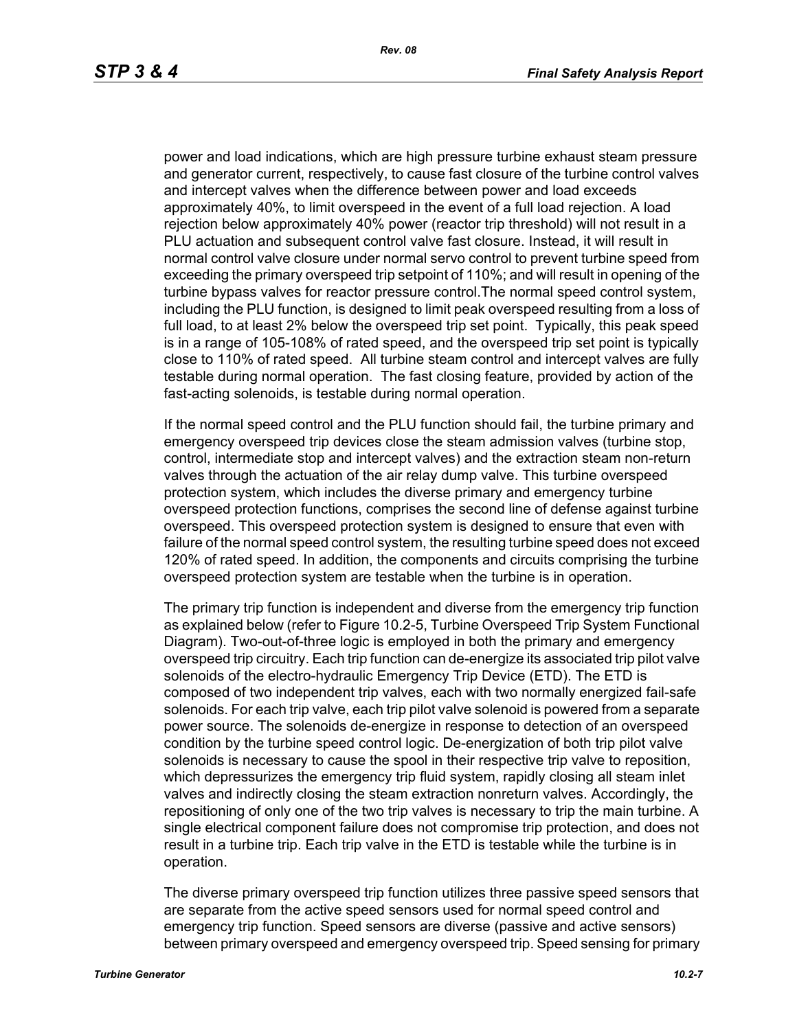power and load indications, which are high pressure turbine exhaust steam pressure and generator current, respectively, to cause fast closure of the turbine control valves and intercept valves when the difference between power and load exceeds approximately 40%, to limit overspeed in the event of a full load rejection. A load rejection below approximately 40% power (reactor trip threshold) will not result in a PLU actuation and subsequent control valve fast closure. Instead, it will result in normal control valve closure under normal servo control to prevent turbine speed from exceeding the primary overspeed trip setpoint of 110%; and will result in opening of the turbine bypass valves for reactor pressure control.The normal speed control system, including the PLU function, is designed to limit peak overspeed resulting from a loss of full load, to at least 2% below the overspeed trip set point. Typically, this peak speed is in a range of 105-108% of rated speed, and the overspeed trip set point is typically close to 110% of rated speed. All turbine steam control and intercept valves are fully testable during normal operation. The fast closing feature, provided by action of the fast-acting solenoids, is testable during normal operation.

If the normal speed control and the PLU function should fail, the turbine primary and emergency overspeed trip devices close the steam admission valves (turbine stop, control, intermediate stop and intercept valves) and the extraction steam non-return valves through the actuation of the air relay dump valve. This turbine overspeed protection system, which includes the diverse primary and emergency turbine overspeed protection functions, comprises the second line of defense against turbine overspeed. This overspeed protection system is designed to ensure that even with failure of the normal speed control system, the resulting turbine speed does not exceed 120% of rated speed. In addition, the components and circuits comprising the turbine overspeed protection system are testable when the turbine is in operation.

The primary trip function is independent and diverse from the emergency trip function as explained below (refer to Figure 10.2-5, Turbine Overspeed Trip System Functional Diagram). Two-out-of-three logic is employed in both the primary and emergency overspeed trip circuitry. Each trip function can de-energize its associated trip pilot valve solenoids of the electro-hydraulic Emergency Trip Device (ETD). The ETD is composed of two independent trip valves, each with two normally energized fail-safe solenoids. For each trip valve, each trip pilot valve solenoid is powered from a separate power source. The solenoids de-energize in response to detection of an overspeed condition by the turbine speed control logic. De-energization of both trip pilot valve solenoids is necessary to cause the spool in their respective trip valve to reposition, which depressurizes the emergency trip fluid system, rapidly closing all steam inlet valves and indirectly closing the steam extraction nonreturn valves. Accordingly, the repositioning of only one of the two trip valves is necessary to trip the main turbine. A single electrical component failure does not compromise trip protection, and does not result in a turbine trip. Each trip valve in the ETD is testable while the turbine is in operation.

The diverse primary overspeed trip function utilizes three passive speed sensors that are separate from the active speed sensors used for normal speed control and emergency trip function. Speed sensors are diverse (passive and active sensors) between primary overspeed and emergency overspeed trip. Speed sensing for primary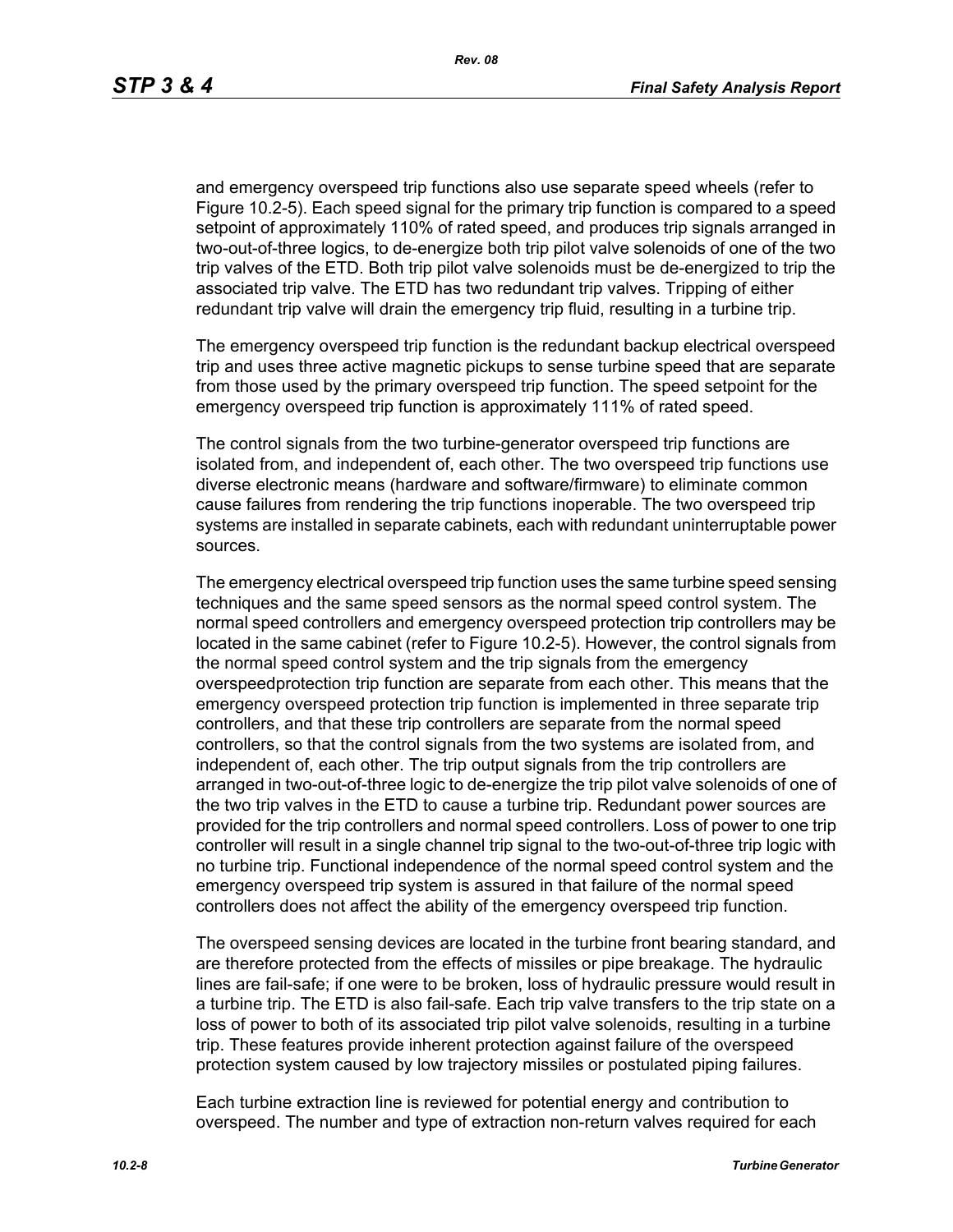and emergency overspeed trip functions also use separate speed wheels (refer to Figure 10.2-5). Each speed signal for the primary trip function is compared to a speed setpoint of approximately 110% of rated speed, and produces trip signals arranged in two-out-of-three logics, to de-energize both trip pilot valve solenoids of one of the two trip valves of the ETD. Both trip pilot valve solenoids must be de-energized to trip the associated trip valve. The ETD has two redundant trip valves. Tripping of either redundant trip valve will drain the emergency trip fluid, resulting in a turbine trip.

The emergency overspeed trip function is the redundant backup electrical overspeed trip and uses three active magnetic pickups to sense turbine speed that are separate from those used by the primary overspeed trip function. The speed setpoint for the emergency overspeed trip function is approximately 111% of rated speed.

The control signals from the two turbine-generator overspeed trip functions are isolated from, and independent of, each other. The two overspeed trip functions use diverse electronic means (hardware and software/firmware) to eliminate common cause failures from rendering the trip functions inoperable. The two overspeed trip systems are installed in separate cabinets, each with redundant uninterruptable power sources.

The emergency electrical overspeed trip function uses the same turbine speed sensing techniques and the same speed sensors as the normal speed control system. The normal speed controllers and emergency overspeed protection trip controllers may be located in the same cabinet (refer to Figure 10.2-5). However, the control signals from the normal speed control system and the trip signals from the emergency overspeedprotection trip function are separate from each other. This means that the emergency overspeed protection trip function is implemented in three separate trip controllers, and that these trip controllers are separate from the normal speed controllers, so that the control signals from the two systems are isolated from, and independent of, each other. The trip output signals from the trip controllers are arranged in two-out-of-three logic to de-energize the trip pilot valve solenoids of one of the two trip valves in the ETD to cause a turbine trip. Redundant power sources are provided for the trip controllers and normal speed controllers. Loss of power to one trip controller will result in a single channel trip signal to the two-out-of-three trip logic with no turbine trip. Functional independence of the normal speed control system and the emergency overspeed trip system is assured in that failure of the normal speed controllers does not affect the ability of the emergency overspeed trip function.

The overspeed sensing devices are located in the turbine front bearing standard, and are therefore protected from the effects of missiles or pipe breakage. The hydraulic lines are fail-safe; if one were to be broken, loss of hydraulic pressure would result in a turbine trip. The ETD is also fail-safe. Each trip valve transfers to the trip state on a loss of power to both of its associated trip pilot valve solenoids, resulting in a turbine trip. These features provide inherent protection against failure of the overspeed protection system caused by low trajectory missiles or postulated piping failures.

Each turbine extraction line is reviewed for potential energy and contribution to overspeed. The number and type of extraction non-return valves required for each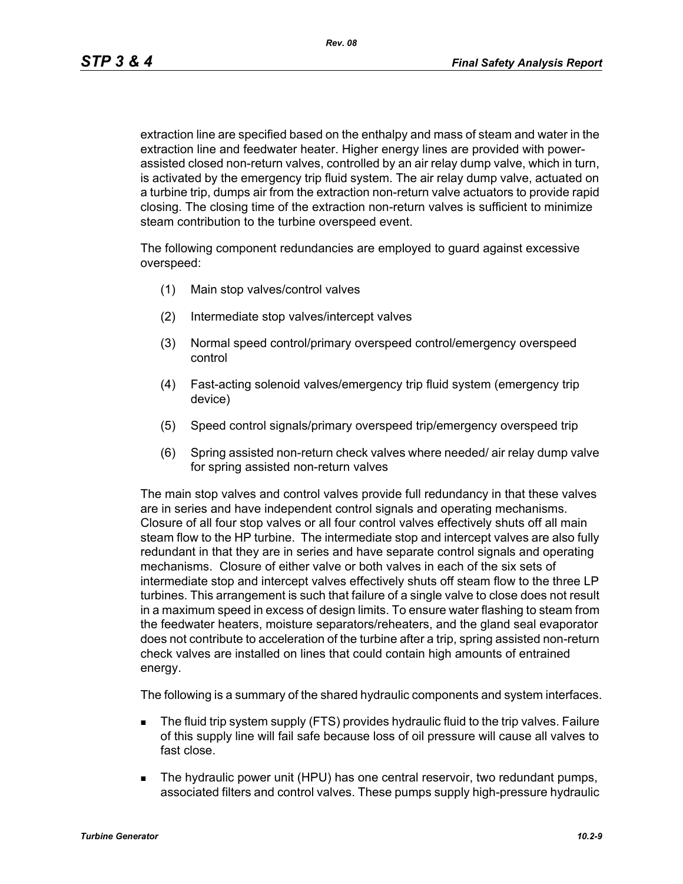extraction line are specified based on the enthalpy and mass of steam and water in the extraction line and feedwater heater. Higher energy lines are provided with power-assisted closed non-return valves, controlled by an air relay dump valve, which in turn, is activated by the emergency trip fluid system. The air relay dump valve, actuated on a turbine trip, dumps air from the extraction non-return valve actuators to provide rapid closing. The closing time of the extraction non-return valves is sufficient to minimize steam contribution to the turbine overspeed event.

The following component redundancies are employed to guard against excessive overspeed:

(1) Main stop valves/control valves

(2) Intermediate stop valves/intercept valves

(3) Normal speed control/primary overspeed control/emergency overspeed control

(4) Fast-acting solenoid valves/emergency trip fluid system (emergency trip device)

(5) Speed control signals/primary overspeed trip/emergency overspeed trip

(6) Spring assisted non-return check valves where needed/ air relay dump valve for spring assisted non-return valves

The main stop valves and control valves provide full redundancy in that these valves are in series and have independent control signals and operating mechanisms. Closure of all four stop valves or all four control valves effectively shuts off all main steam flow to the HP turbine. The intermediate stop and intercept valves are also fully redundant in that they are in series and have separate control signals and operating mechanisms. Closure of either valve or both valves in each of the six sets of intermediate stop and intercept valves effectively shuts off steam flow to the three LP turbines. This arrangement is such that failure of a single valve to close does not result in a maximum speed in excess of design limits. To ensure water flashing to steam from the feedwater heaters, moisture separators/reheaters, and the gland seal evaporator does not contribute to acceleration of the turbine after a trip, spring assisted non-return check valves are installed on lines that could contain high amounts of entrained energy.

The following is a summary of the shared hydraulic components and system interfaces.

- The fluid trip system supply (FTS) provides hydraulic fluid to the trip valves. Failure of this supply line will fail safe because loss of oil pressure will cause all valves to fast close.
- The hydraulic power unit (HPU) has one central reservoir, two redundant pumps, associated filters and control valves. These pumps supply high-pressure hydraulic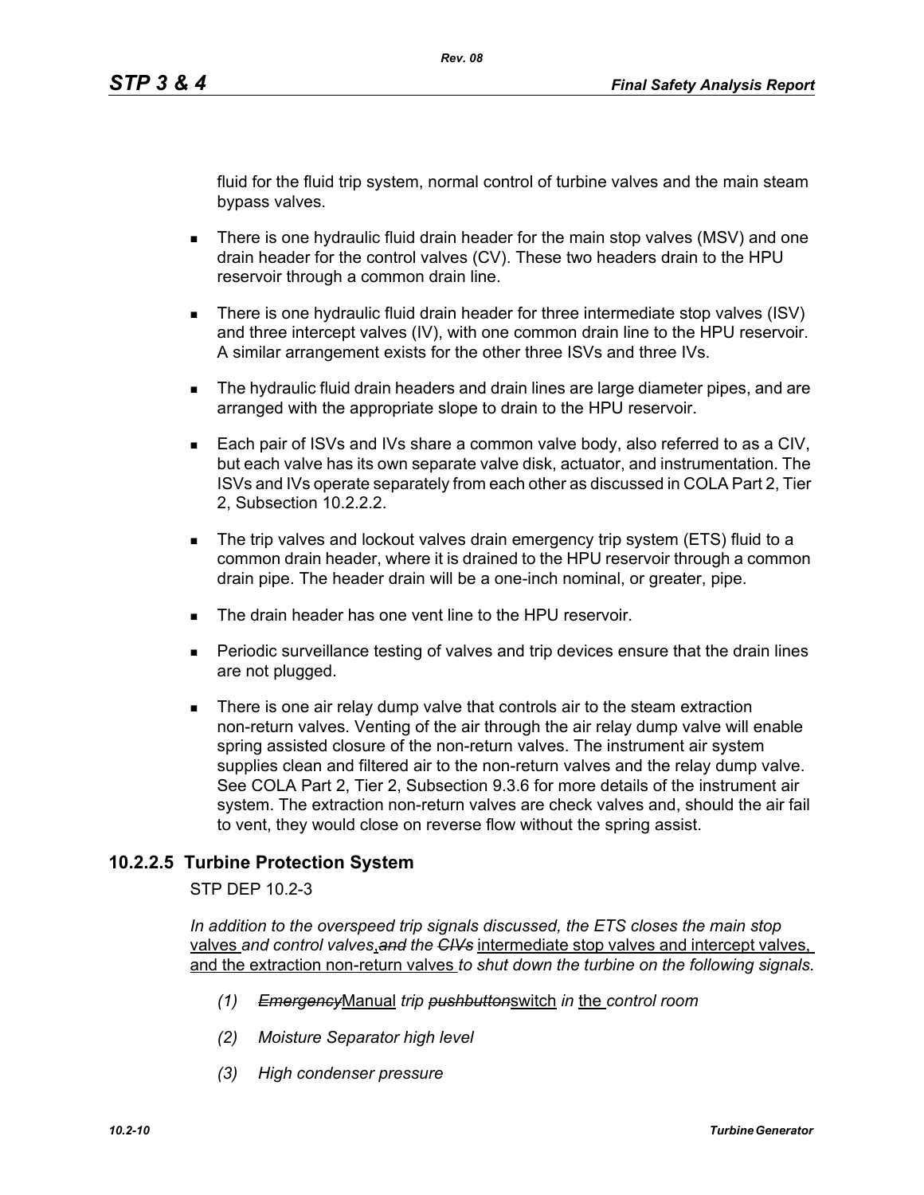fluid for the fluid trip system, normal control of turbine valves and the main steam bypass valves.

- There is one hydraulic fluid drain header for the main stop valves (MSV) and one drain header for the control valves (CV). These two headers drain to the HPU reservoir through a common drain line.
- There is one hydraulic fluid drain header for three intermediate stop valves (ISV) and three intercept valves (IV), with one common drain line to the HPU reservoir. A similar arrangement exists for the other three ISVs and three IVs.
- The hydraulic fluid drain headers and drain lines are large diameter pipes, and are arranged with the appropriate slope to drain to the HPU reservoir.
- Each pair of ISVs and IVs share a common valve body, also referred to as a CIV, but each valve has its own separate valve disk, actuator, and instrumentation. The ISVs and IVs operate separately from each other as discussed in COLA Part 2, Tier 2, Subsection 10.2.2.2.
- The trip valves and lockout valves drain emergency trip system (ETS) fluid to a common drain header, where it is drained to the HPU reservoir through a common drain pipe. The header drain will be a one-inch nominal, or greater, pipe.
- The drain header has one vent line to the HPU reservoir.
- Periodic surveillance testing of valves and trip devices ensure that the drain lines are not plugged.
- There is one air relay dump valve that controls air to the steam extraction non-return valves. Venting of the air through the air relay dump valve will enable spring assisted closure of the non-return valves. The instrument air system supplies clean and filtered air to the non-return valves and the relay dump valve. See COLA Part 2, Tier 2, Subsection 9.3.6 for more details of the instrument air system. The extraction non-return valves are check valves and, should the air fail to vent, they would close on reverse flow without the spring assist.

### 10.2.2.5 Turbine Protection System

STP DEP 10.2-3

*In addition to the overspeed trip signals discussed, the ETS closes the main stop* valves *and control valves*, ~~*and*~~ *the* ~~*CIVs*~~ intermediate stop valves and intercept valves, and the extraction non-return valves *to shut down the turbine on the following signals.*

(1) ~~*Emergency*~~Manual *trip* ~~*pushbutton*~~switch *in* the *control room*

(2) *Moisture Separator high level*

(3) *High condenser pressure*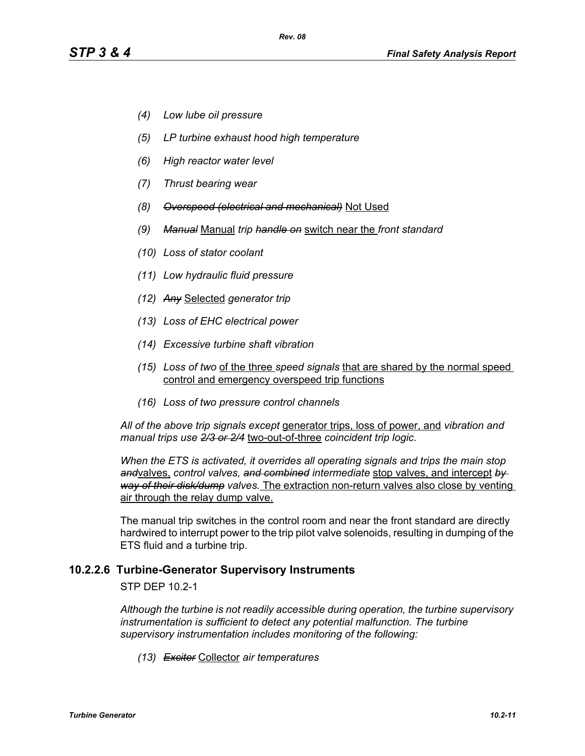*(4) Low lube oil pressure*

*(5) LP turbine exhaust hood high temperature*

*(6) High reactor water level*

*(7) Thrust bearing wear*

*(8) ~~Overspeed (electrical and mechanical)~~* <u>Not Used</u>

*(9) ~~Manual~~* <u>Manual</u> *trip ~~handle on~~* <u>switch near the</u> *front standard*

*(10) Loss of stator coolant*

*(11) Low hydraulic fluid pressure*

*(12) ~~Any~~* <u>Selected</u> *generator trip*

*(13) Loss of EHC electrical power*

*(14) Excessive turbine shaft vibration*

*(15) Loss of two* <u>of the three</u> *speed signals* <u>that are shared by the normal speed control and emergency overspeed trip functions</u>

*(16) Loss of two pressure control channels*

*All of the above trip signals except* <u>generator trips, loss of power, and</u> *vibration and manual trips use ~~2/3 or 2/4~~* <u>two-out-of-three</u> *coincident trip logic.*

*When the ETS is activated, it overrides all operating signals and trips the main stop ~~and~~*<u>valves,</u> *control valves, ~~and combined~~ intermediate* <u>stop valves, and intercept</u> *~~by way of their disk/dump~~ valves.* <u>The extraction non-return valves also close by venting air through the relay dump valve.</u>

The manual trip switches in the control room and near the front standard are directly hardwired to interrupt power to the trip pilot valve solenoids, resulting in dumping of the ETS fluid and a turbine trip.

### 10.2.2.6 Turbine-Generator Supervisory Instruments

STP DEP 10.2-1

*Although the turbine is not readily accessible during operation, the turbine supervisory instrumentation is sufficient to detect any potential malfunction. The turbine supervisory instrumentation includes monitoring of the following:*

*(13) ~~Exciter~~* <u>Collector</u> *air temperatures*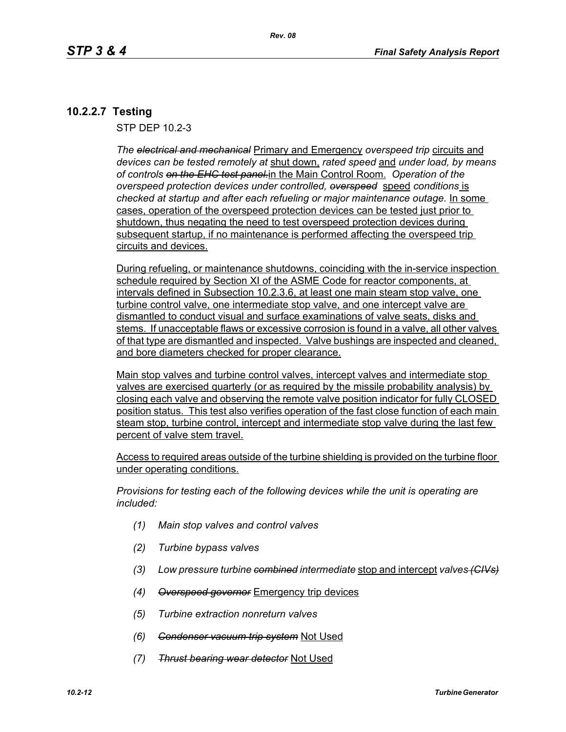### 10.2.2.7 Testing

STP DEP 10.2-3

*The ~~electrical and mechanical~~* Primary and Emergency *overspeed trip* circuits and *devices can be tested remotely at* shut down, *rated speed* and *under load, by means of controls ~~on the EHC test panel.~~* in the Main Control Room. *Operation of the overspeed protection devices under controlled, ~~overspeed~~* speed *conditions* is *checked at startup and after each refueling or major maintenance outage.* In some cases, operation of the overspeed protection devices can be tested just prior to shutdown, thus negating the need to test overspeed protection devices during subsequent startup, if no maintenance is performed affecting the overspeed trip circuits and devices.

During refueling, or maintenance shutdowns, coinciding with the in-service inspection schedule required by Section XI of the ASME Code for reactor components, at intervals defined in Subsection 10.2.3.6, at least one main steam stop valve, one turbine control valve, one intermediate stop valve, and one intercept valve are dismantled to conduct visual and surface examinations of valve seats, disks and stems. If unacceptable flaws or excessive corrosion is found in a valve, all other valves of that type are dismantled and inspected. Valve bushings are inspected and cleaned, and bore diameters checked for proper clearance.

Main stop valves and turbine control valves, intercept valves and intermediate stop valves are exercised quarterly (or as required by the missile probability analysis) by closing each valve and observing the remote valve position indicator for fully CLOSED position status. This test also verifies operation of the fast close function of each main steam stop, turbine control, intercept and intermediate stop valve during the last few percent of valve stem travel.

Access to required areas outside of the turbine shielding is provided on the turbine floor under operating conditions.

*Provisions for testing each of the following devices while the unit is operating are included:*

*(1) Main stop valves and control valves*

*(2) Turbine bypass valves*

*(3) Low pressure turbine ~~combined~~ intermediate* stop and intercept *valves ~~(CIVs)~~*

*(4) ~~Overspeed governor~~* Emergency trip devices

*(5) Turbine extraction nonreturn valves*

*(6) ~~Condenser vacuum trip system~~* Not Used

*(7) ~~Thrust bearing wear detector~~* Not Used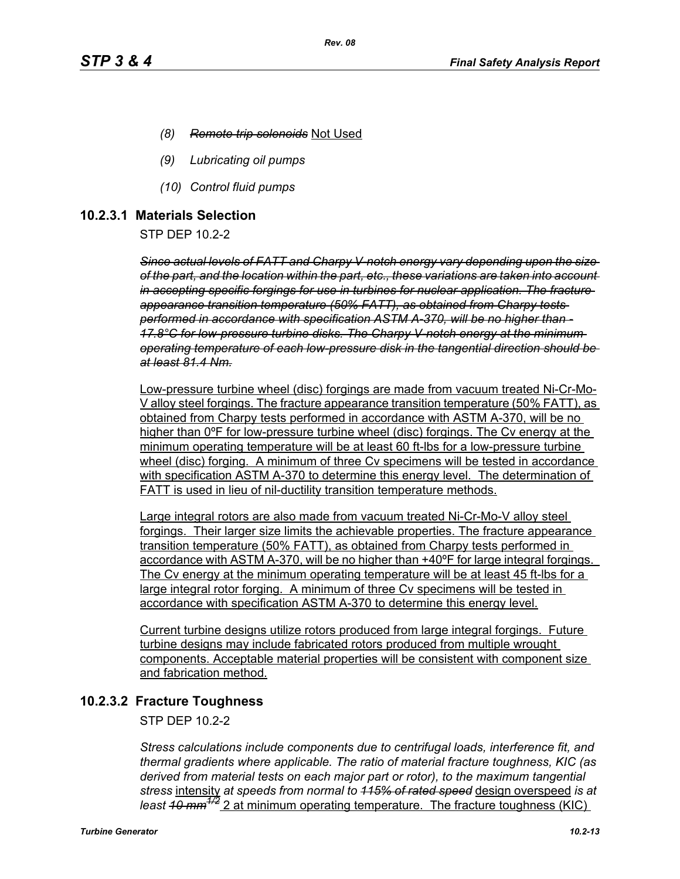*(8)* ~~*Remote trip solenoids*~~ Not Used

*(9)* *Lubricating oil pumps*

*(10)* *Control fluid pumps*

### 10.2.3.1 Materials Selection

STP DEP 10.2-2

~~*Since actual levels of FATT and Charpy V-notch energy vary depending upon the size of the part, and the location within the part, etc., these variations are taken into account in accepting specific forgings for use in turbines for nuclear application. The fracture appearance transition temperature (50% FATT), as obtained from Charpy tests performed in accordance with specification ASTM A-370, will be no higher than -17.8°C for low-pressure turbine disks. The Charpy V-notch energy at the minimum operating temperature of each low-pressure disk in the tangential direction should be at least 81.4 Nm.*~~

Low-pressure turbine wheel (disc) forgings are made from vacuum treated Ni-Cr-Mo-V alloy steel forgings. The fracture appearance transition temperature (50% FATT), as obtained from Charpy tests performed in accordance with ASTM A-370, will be no higher than 0ºF for low-pressure turbine wheel (disc) forgings. The Cv energy at the minimum operating temperature will be at least 60 ft-lbs for a low-pressure turbine wheel (disc) forging. A minimum of three Cv specimens will be tested in accordance with specification ASTM A-370 to determine this energy level. The determination of FATT is used in lieu of nil-ductility transition temperature methods.

Large integral rotors are also made from vacuum treated Ni-Cr-Mo-V alloy steel forgings. Their larger size limits the achievable properties. The fracture appearance transition temperature (50% FATT), as obtained from Charpy tests performed in accordance with ASTM A-370, will be no higher than +40ºF for large integral forgings. The Cv energy at the minimum operating temperature will be at least 45 ft-lbs for a large integral rotor forging. A minimum of three Cv specimens will be tested in accordance with specification ASTM A-370 to determine this energy level.

Current turbine designs utilize rotors produced from large integral forgings. Future turbine designs may include fabricated rotors produced from multiple wrought components. Acceptable material properties will be consistent with component size and fabrication method.

### 10.2.3.2 Fracture Toughness

STP DEP 10.2-2

*Stress calculations include components due to centrifugal loads, interference fit, and thermal gradients where applicable. The ratio of material fracture toughness, KIC (as derived from material tests on each major part or rotor), to the maximum tangential stress* intensity *at speeds from normal to* ~~*115% of rated speed*~~ design overspeed *is at least* ~~*10 mm*$^{1/2}$~~ 2 at minimum operating temperature. The fracture toughness (KIC)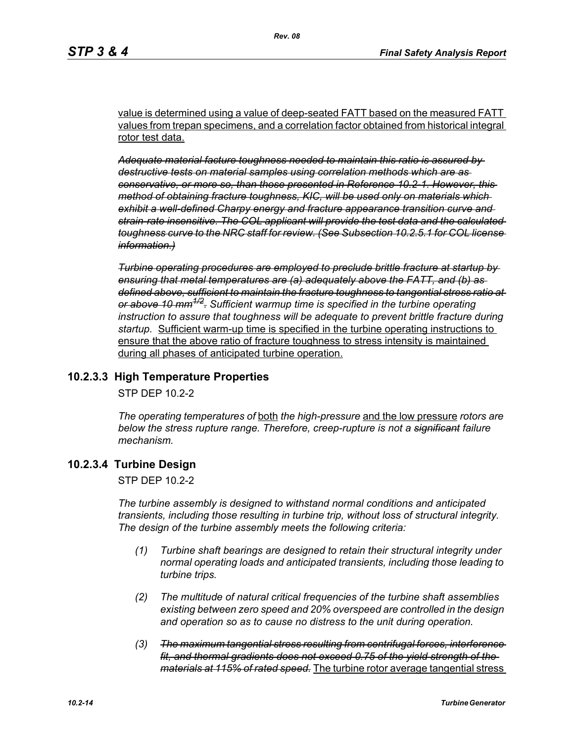value is determined using a value of deep-seated FATT based on the measured FATT values from trepan specimens, and a correlation factor obtained from historical integral rotor test data.

~~*Adequate material facture toughness needed to maintain this ratio is assured by destructive tests on material samples using correlation methods which are as conservative, or more so, than those presented in Reference 10.2-1. However, this method of obtaining fracture toughness, KIC, will be used only on materials which exhibit a well-defined Charpy energy and fracture appearance transition curve and strain-rate insensitive. The COL applicant will provide the test data and the calculated toughness curve to the NRC staff for review. (See Subsection 10.2.5.1 for COL license information.)*~~

~~*Turbine operating procedures are employed to preclude brittle fracture at startup by ensuring that metal temperatures are (a) adequately above the FATT, and (b) as defined above, sufficient to maintain the fracture toughness to tangential stress ratio at or above 10 mm$^{1/2}$.*~~ *Sufficient warmup time is specified in the turbine operating instruction to assure that toughness will be adequate to prevent brittle fracture during startup.* Sufficient warm-up time is specified in the turbine operating instructions to ensure that the above ratio of fracture toughness to stress intensity is maintained during all phases of anticipated turbine operation.

### 10.2.3.3 High Temperature Properties

STP DEP 10.2-2

*The operating temperatures of* both *the high-pressure* and the low pressure *rotors are below the stress rupture range. Therefore, creep-rupture is not a ~~significant~~ failure mechanism.*

### 10.2.3.4 Turbine Design

STP DEP 10.2-2

*The turbine assembly is designed to withstand normal conditions and anticipated transients, including those resulting in turbine trip, without loss of structural integrity. The design of the turbine assembly meets the following criteria:*

*(1) Turbine shaft bearings are designed to retain their structural integrity under normal operating loads and anticipated transients, including those leading to turbine trips.*

*(2) The multitude of natural critical frequencies of the turbine shaft assemblies existing between zero speed and 20% overspeed are controlled in the design and operation so as to cause no distress to the unit during operation.*

*(3) ~~The maximum tangential stress resulting from centrifugal forces, interference fit, and thermal gradients does not exceed 0.75 of the yield strength of the materials at 115% of rated speed.~~* The turbine rotor average tangential stress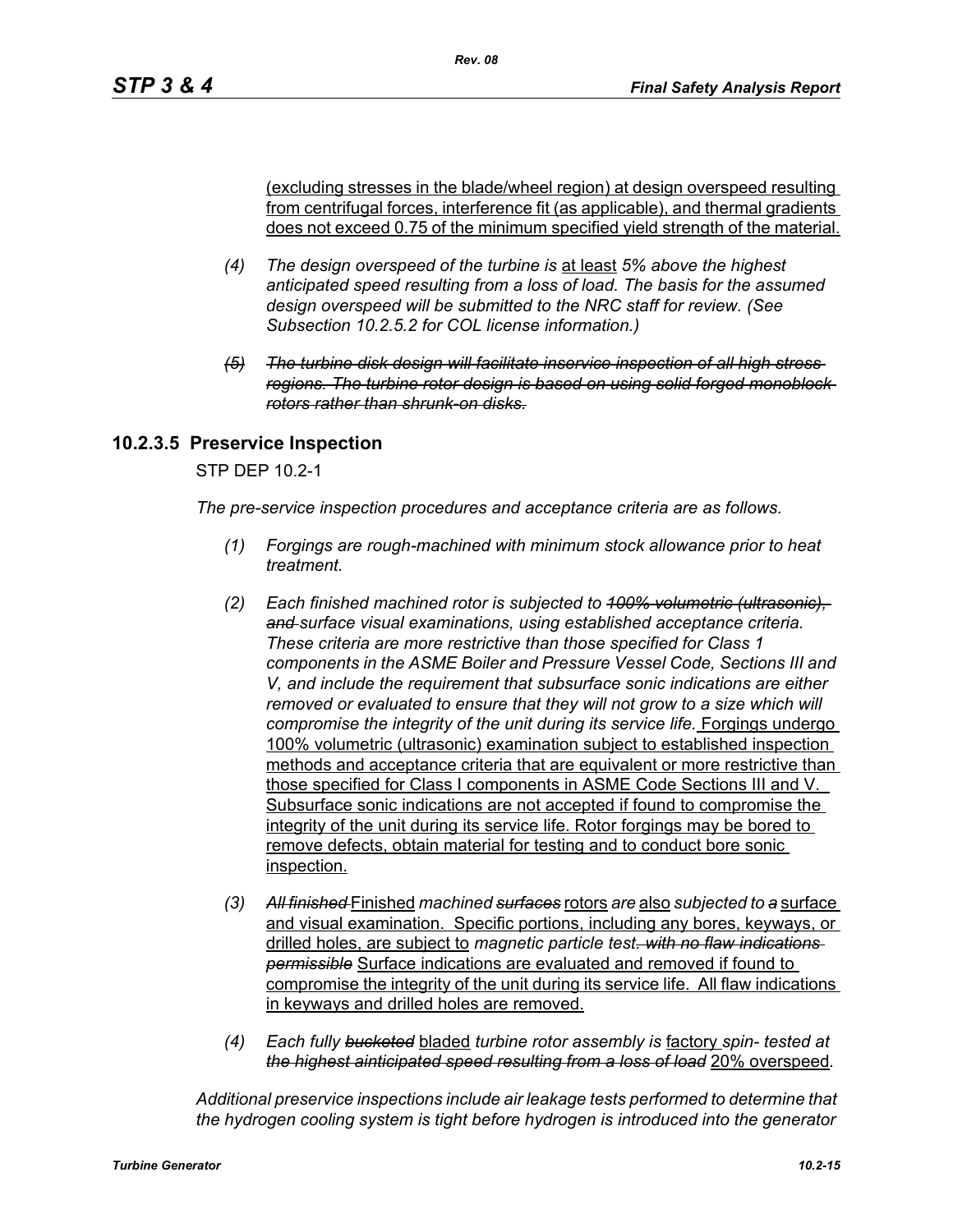(excluding stresses in the blade/wheel region) at design overspeed resulting from centrifugal forces, interference fit (as applicable), and thermal gradients does not exceed 0.75 of the minimum specified yield strength of the material.

(4) *The design overspeed of the turbine is* at least *5% above the highest anticipated speed resulting from a loss of load. The basis for the assumed design overspeed will be submitted to the NRC staff for review. (See Subsection 10.2.5.2 for COL license information.)*

~~(5) The turbine disk design will facilitate inservice inspection of all high stress regions. The turbine rotor design is based on using solid forged monoblock rotors rather than shrunk-on disks.~~

### 10.2.3.5 Preservice Inspection

STP DEP 10.2-1

*The pre-service inspection procedures and acceptance criteria are as follows.*

(1) *Forgings are rough-machined with minimum stock allowance prior to heat treatment.*

(2) *Each finished machined rotor is subjected to ~~100% volumetric (ultrasonic), and~~ surface visual examinations, using established acceptance criteria. These criteria are more restrictive than those specified for Class 1 components in the ASME Boiler and Pressure Vessel Code, Sections III and V, and include the requirement that subsurface sonic indications are either removed or evaluated to ensure that they will not grow to a size which will compromise the integrity of the unit during its service life.* Forgings undergo 100% volumetric (ultrasonic) examination subject to established inspection methods and acceptance criteria that are equivalent or more restrictive than those specified for Class I components in ASME Code Sections III and V. Subsurface sonic indications are not accepted if found to compromise the integrity of the unit during its service life. Rotor forgings may be bored to remove defects, obtain material for testing and to conduct bore sonic inspection.

(3) ~~*All finished*~~ Finished *machined* ~~*surfaces*~~ rotors *are* also *subjected to* ~~*a*~~ surface and visual examination. Specific portions, including any bores, keyways, or drilled holes, are subject to *magnetic particle test*~~*. with no flaw indications permissible*~~ Surface indications are evaluated and removed if found to compromise the integrity of the unit during its service life. All flaw indications in keyways and drilled holes are removed.

(4) *Each fully* ~~*bucketed*~~ bladed *turbine rotor assembly is* factory *spin- tested at* ~~*the highest aínticipated speed resulting from a loss of load*~~ 20% overspeed.

*Additional preservice inspections include air leakage tests performed to determine that the hydrogen cooling system is tight before hydrogen is introduced into the generator*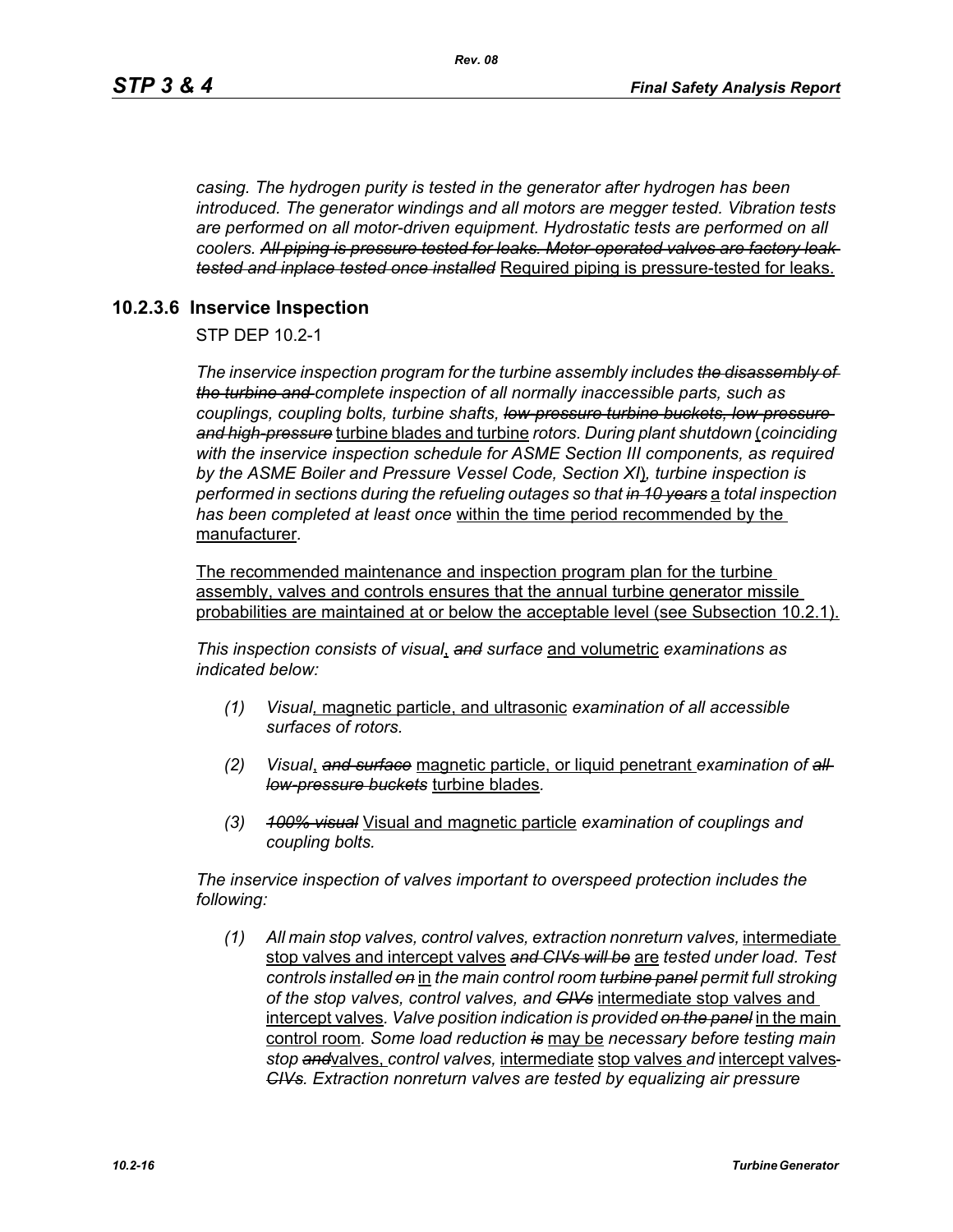*casing. The hydrogen purity is tested in the generator after hydrogen has been introduced. The generator windings and all motors are megger tested. Vibration tests are performed on all motor-driven equipment. Hydrostatic tests are performed on all coolers.* ~~*All piping is pressure tested for leaks. Motor-operated valves are factory leak tested and inplace tested once installed*~~ <u>Required piping is pressure-tested for leaks.</u>

## 10.2.3.6 Inservice Inspection

STP DEP 10.2-1

*The inservice inspection program for the turbine assembly includes* ~~*the disassembly of the turbine and*~~ *complete inspection of all normally inaccessible parts, such as couplings, coupling bolts, turbine shafts,* ~~*low-pressure turbine buckets, low-pressure and high-pressure*~~ <u>turbine blades and turbine</u> *rotors. During plant shutdown* <u>(</u>*coinciding with the inservice inspection schedule for ASME Section III components, as required by the ASME Boiler and Pressure Vessel Code, Section XI*<u>)</u>*, turbine inspection is performed in sections during the refueling outages so that* ~~*in 10 years*~~ <u>a</u> *total inspection has been completed at least once* <u>within the time period recommended by the manufacturer</u>.

<u>The recommended maintenance and inspection program plan for the turbine assembly, valves and controls ensures that the annual turbine generator missile probabilities are maintained at or below the acceptable level (see Subsection 10.2.1).</u>

*This inspection consists of visual*<u>,</u> ~~*and*~~ *surface* <u>and volumetric</u> *examinations as indicated below:*

*(1)* *Visual*<u>, magnetic particle, and ultrasonic</u> *examination of all accessible surfaces of rotors.*

*(2)* *Visual*<u>,</u> ~~*and surface*~~ <u>magnetic particle, or liquid penetrant</u> *examination of* ~~*all low-pressure buckets*~~ <u>turbine blades</u>*.*

*(3)* ~~*100% visual*~~ <u>Visual and magnetic particle</u> *examination of couplings and coupling bolts.*

*The inservice inspection of valves important to overspeed protection includes the following:*

*(1)* *All main stop valves, control valves, extraction nonreturn valves,* <u>intermediate stop valves and intercept valves</u> ~~*and CIVs will be*~~ <u>are</u> *tested under load. Test controls installed* ~~*on*~~ <u>in</u> *the main control room* ~~*turbine panel*~~ *permit full stroking of the stop valves, control valves, and* ~~*CIVs*~~ <u>intermediate stop valves and intercept valves</u>*. Valve position indication is provided* ~~*on the panel*~~ <u>in the main control room</u>*. Some load reduction* ~~*is*~~ <u>may be</u> *necessary before testing main stop* ~~*and*~~<u>valves,</u> *control valves,* <u>intermediate</u> <u>stop valves</u> *and* <u>intercept valves</u> ~~*CIVs*~~*. Extraction nonreturn valves are tested by equalizing air pressure*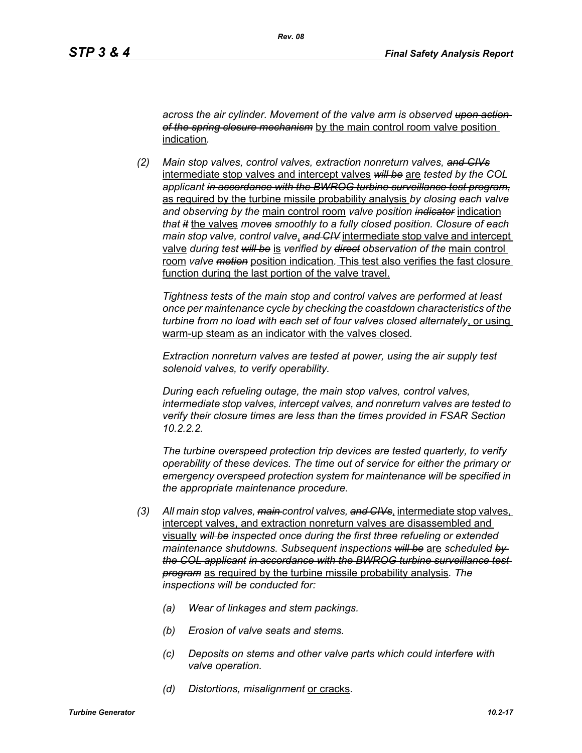*across the air cylinder. Movement of the valve arm is observed ~~upon action of the spring closure mechanism~~* by the main control room valve position indication*.*

*(2) Main stop valves, control valves, extraction nonreturn valves, ~~and CIVs~~* intermediate stop valves and intercept valves *~~will be~~* are *tested by the COL applicant ~~in accordance with the BWROG turbine surveillance test program,~~* as required by the turbine missile probability analysis *by closing each valve and observing by the* main control room *valve position ~~indicator~~* indication *that ~~it~~* the valves *moves smoothly to a fully closed position. Closure of each main stop valve, control valve*, *~~and CIV~~* intermediate stop valve and intercept valve *during test ~~will be~~* is *verified by ~~direct~~ observation of the* main control room *valve ~~motion~~* position indication*.* This test also verifies the fast closure function during the last portion of the valve travel.

*Tightness tests of the main stop and control valves are performed at least once per maintenance cycle by checking the coastdown characteristics of the turbine from no load with each set of four valves closed alternately*, or using warm-up steam as an indicator with the valves closed*.*

*Extraction nonreturn valves are tested at power, using the air supply test solenoid valves, to verify operability.*

*During each refueling outage, the main stop valves, control valves, intermediate stop valves, intercept valves, and nonreturn valves are tested to verify their closure times are less than the times provided in FSAR Section 10.2.2.2.*

*The turbine overspeed protection trip devices are tested quarterly, to verify operability of these devices. The time out of service for either the primary or emergency overspeed protection system for maintenance will be specified in the appropriate maintenance procedure.*

*(3) All main stop valves, ~~main~~ control valves, ~~and CIVs~~*, intermediate stop valves, intercept valves, and extraction nonreturn valves are disassembled and visually *~~will be~~ inspected once during the first three refueling or extended maintenance shutdowns. Subsequent inspections ~~will be~~* are *scheduled ~~by the COL applicant in accordance with the BWROG turbine surveillance test program~~* as required by the turbine missile probability analysis*. The inspections will be conducted for:*

*(a) Wear of linkages and stem packings.*

*(b) Erosion of valve seats and stems.*

*(c) Deposits on stems and other valve parts which could interfere with valve operation.*

*(d) Distortions, misalignment* or cracks*.*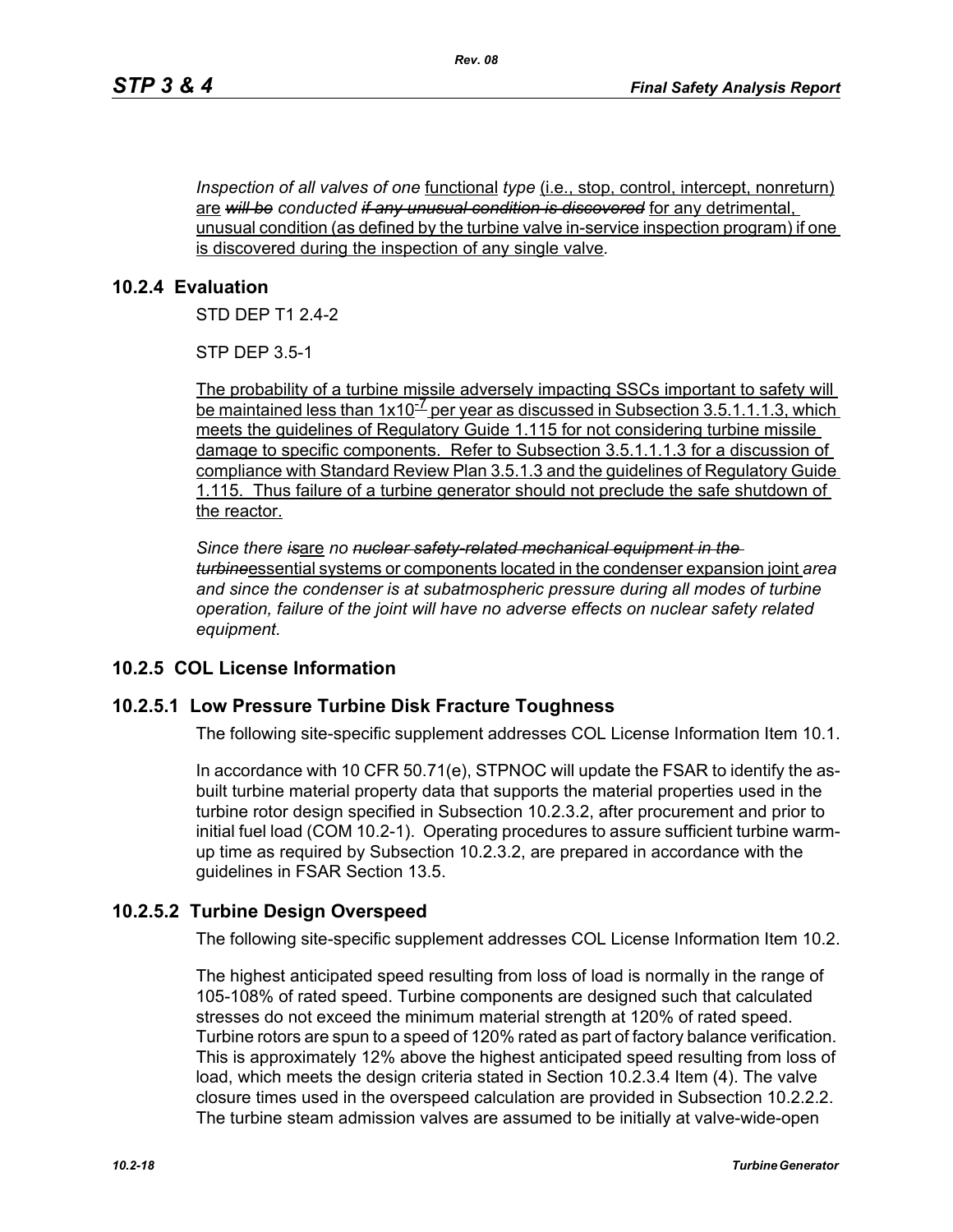*Inspection of all valves of one* functional *type* (i.e., stop, control, intercept, nonreturn) are ~~*will be*~~ *conducted* ~~*if any unusual condition is discovered*~~ for any detrimental, unusual condition (as defined by the turbine valve in-service inspection program) if one is discovered during the inspection of any single valve.

## 10.2.4 Evaluation

STD DEP T1 2.4-2

STP DEP 3.5-1

The probability of a turbine missile adversely impacting SSCs important to safety will be maintained less than $1x10^{-7}$ per year as discussed in Subsection 3.5.1.1.1.3, which meets the guidelines of Regulatory Guide 1.115 for not considering turbine missile damage to specific components. Refer to Subsection 3.5.1.1.1.3 for a discussion of compliance with Standard Review Plan 3.5.1.3 and the guidelines of Regulatory Guide 1.115. Thus failure of a turbine generator should not preclude the safe shutdown of the reactor.

*Since there* ~~*is*~~are *no* ~~*nuclear safety-related mechanical equipment in the turbine*~~essential systems or components located in the condenser expansion joint *area and since the condenser is at subatmospheric pressure during all modes of turbine operation, failure of the joint will have no adverse effects on nuclear safety related equipment.*

## 10.2.5 COL License Information

### 10.2.5.1 Low Pressure Turbine Disk Fracture Toughness

The following site-specific supplement addresses COL License Information Item 10.1.

In accordance with 10 CFR 50.71(e), STPNOC will update the FSAR to identify the as-built turbine material property data that supports the material properties used in the turbine rotor design specified in Subsection 10.2.3.2, after procurement and prior to initial fuel load (COM 10.2-1). Operating procedures to assure sufficient turbine warm-up time as required by Subsection 10.2.3.2, are prepared in accordance with the guidelines in FSAR Section 13.5.

### 10.2.5.2 Turbine Design Overspeed

The following site-specific supplement addresses COL License Information Item 10.2.

The highest anticipated speed resulting from loss of load is normally in the range of 105-108% of rated speed. Turbine components are designed such that calculated stresses do not exceed the minimum material strength at 120% of rated speed. Turbine rotors are spun to a speed of 120% rated as part of factory balance verification. This is approximately 12% above the highest anticipated speed resulting from loss of load, which meets the design criteria stated in Section 10.2.3.4 Item (4). The valve closure times used in the overspeed calculation are provided in Subsection 10.2.2.2. The turbine steam admission valves are assumed to be initially at valve-wide-open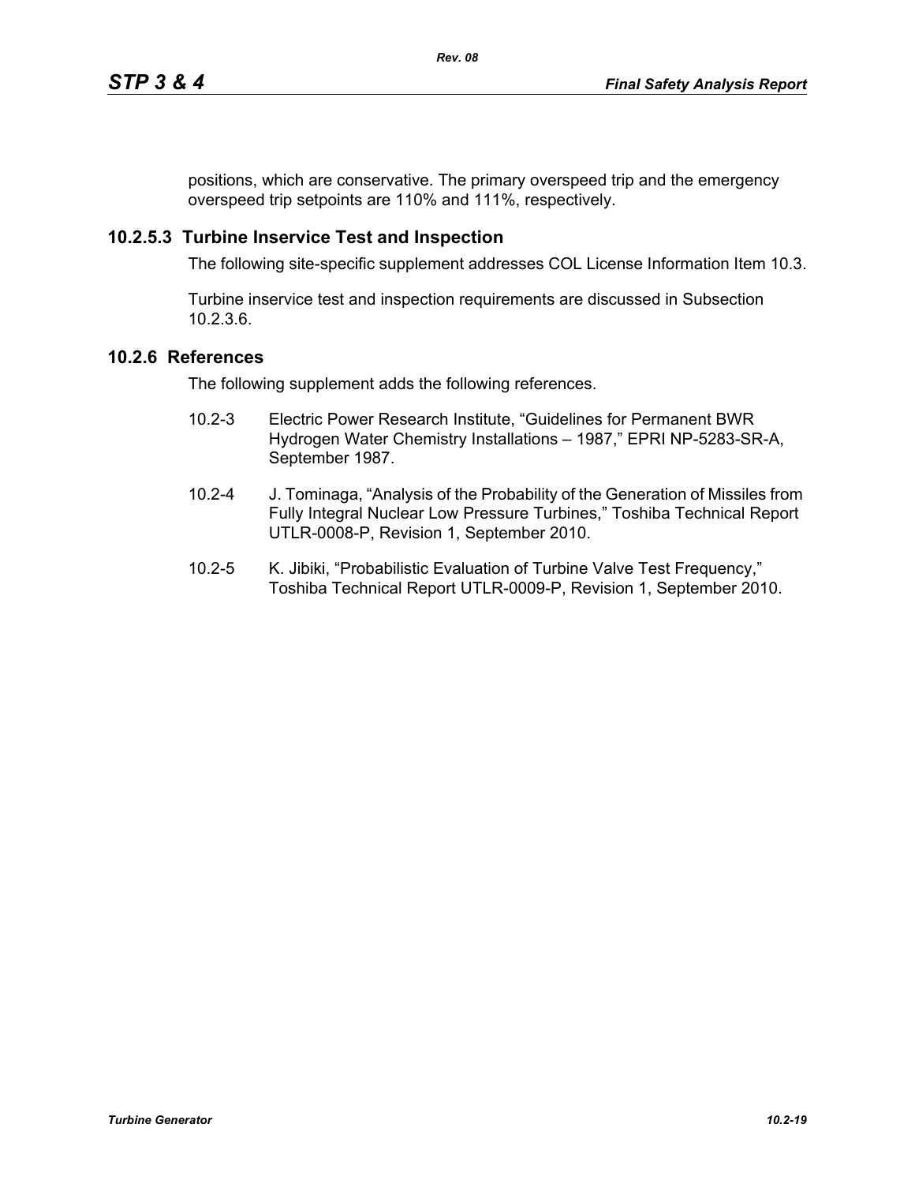positions, which are conservative. The primary overspeed trip and the emergency overspeed trip setpoints are 110% and 111%, respectively.

### 10.2.5.3 Turbine Inservice Test and Inspection

The following site-specific supplement addresses COL License Information Item 10.3.

Turbine inservice test and inspection requirements are discussed in Subsection 10.2.3.6.

## 10.2.6 References

The following supplement adds the following references.

10.2-3 Electric Power Research Institute, "Guidelines for Permanent BWR Hydrogen Water Chemistry Installations – 1987," EPRI NP-5283-SR-A, September 1987.

10.2-4 J. Tominaga, "Analysis of the Probability of the Generation of Missiles from Fully Integral Nuclear Low Pressure Turbines," Toshiba Technical Report UTLR-0008-P, Revision 1, September 2010.

10.2-5 K. Jibiki, "Probabilistic Evaluation of Turbine Valve Test Frequency," Toshiba Technical Report UTLR-0009-P, Revision 1, September 2010.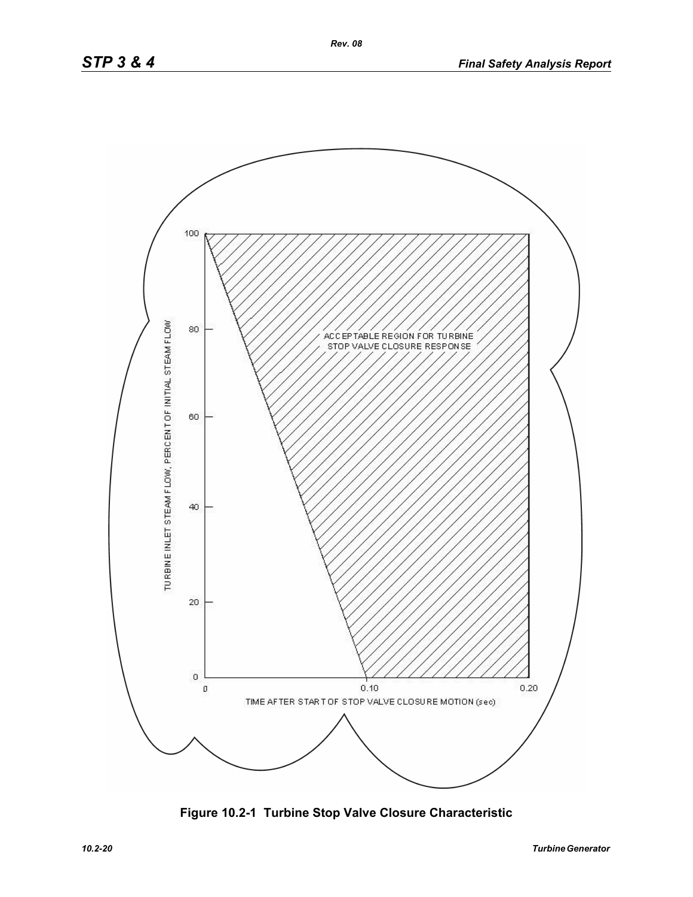ACCEPTABLE REGION FOR TURBINE STOP VALVE CLOSURE RESPONSE

TURBINE INLET STEAM FLOW, PERCENT OF INITIAL STEAM FLOW

TIME AFTER START OF STOP VALVE CLOSURE MOTION (sec)

**Figure 10.2-1 Turbine Stop Valve Closure Characteristic**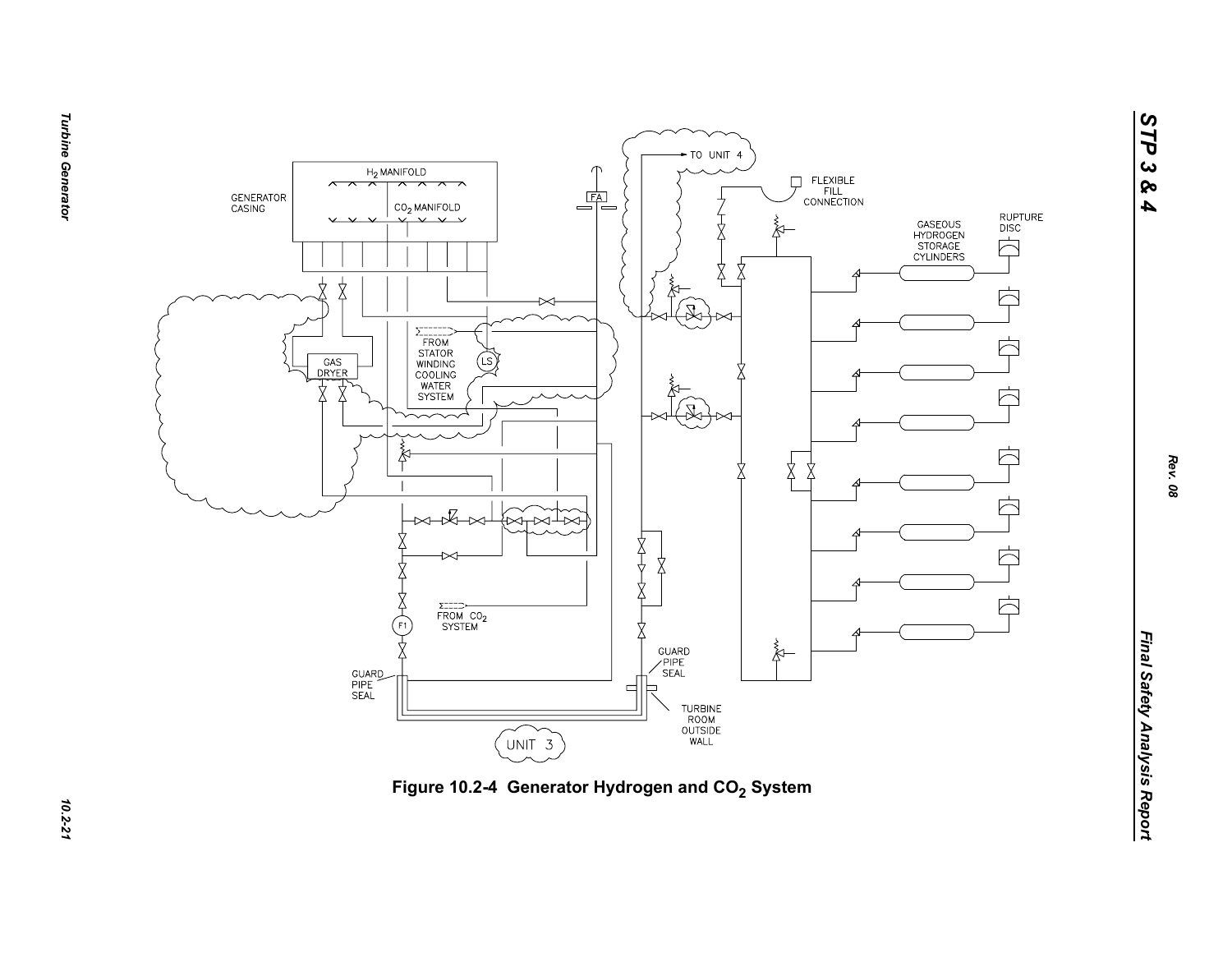Figure 10.2-4 Generator Hydrogen and $CO_2$ System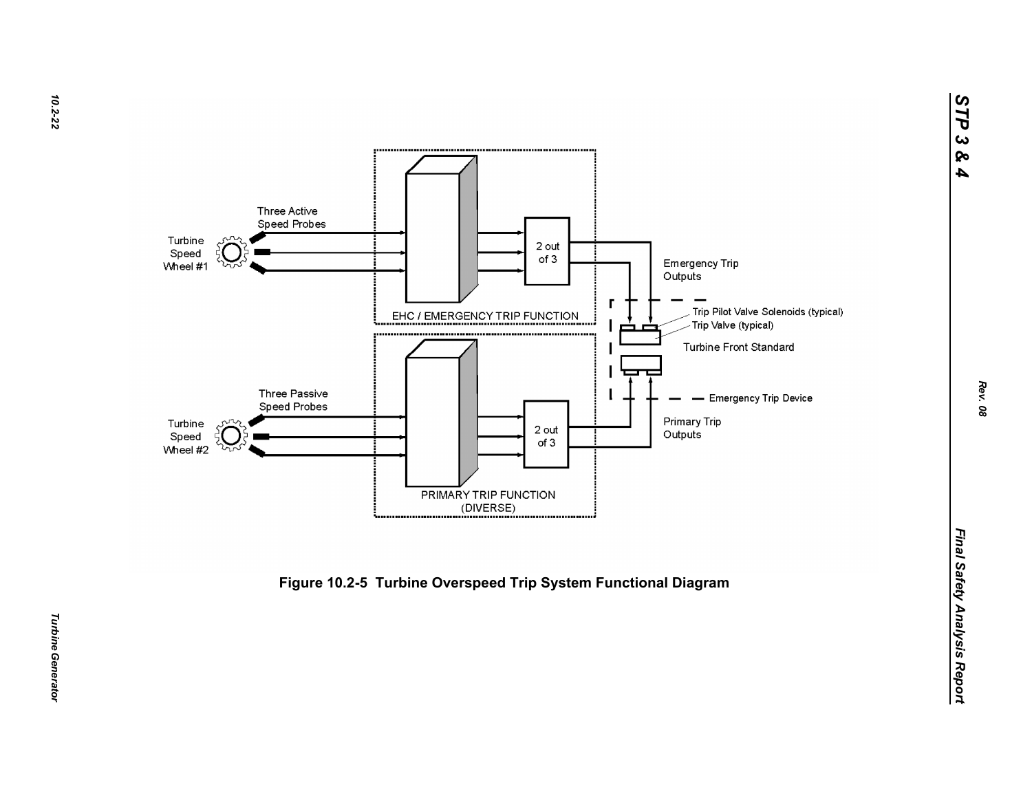Three Active Speed Probes

Turbine Speed Wheel #1

2 out of 3

EHC / EMERGENCY TRIP FUNCTION

Emergency Trip Outputs

Trip Pilot Valve Solenoids (typical)

Trip Valve (typical)

Turbine Front Standard

Emergency Trip Device

Three Passive Speed Probes

Turbine Speed Wheel #2

2 out of 3

PRIMARY TRIP FUNCTION (DIVERSE)

Primary Trip Outputs

**Figure 10.2-5 Turbine Overspeed Trip System Functional Diagram**